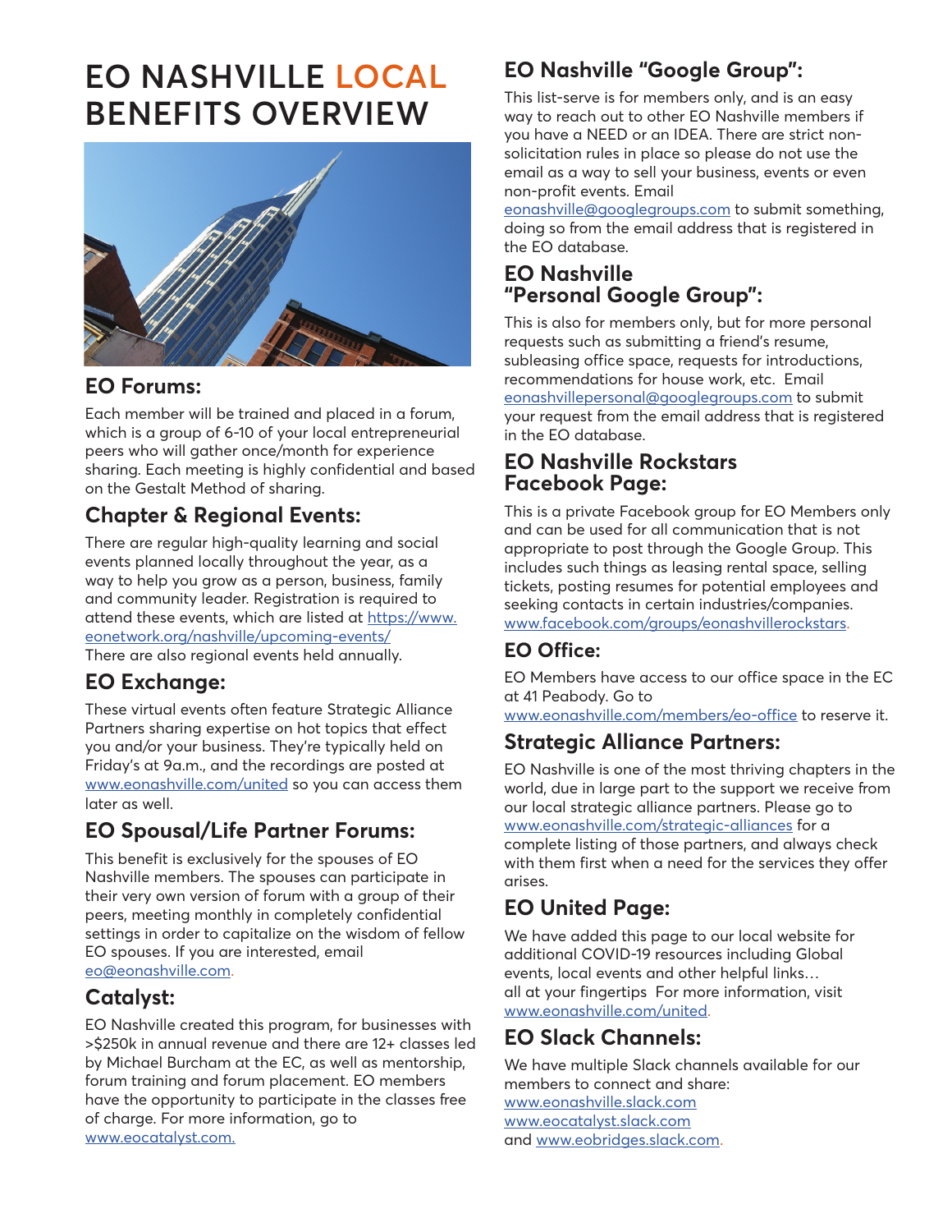# EO NASHVILLE LOCAL BENEFITS OVERVIEW

## EO Forums:

Each member will be trained and placed in a forum, which is a group of 6-10 of your local entrepreneurial peers who will gather once/month for experience sharing. Each meeting is highly confidential and based on the Gestalt Method of sharing.

## Chapter & Regional Events:

There are regular high-quality learning and social events planned locally throughout the year, as a way to help you grow as a person, business, family and community leader. Registration is required to attend these events, which are listed at https://www.eonetwork.org/nashville/upcoming-events/
There are also regional events held annually.

## EO Exchange:

These virtual events often feature Strategic Alliance Partners sharing expertise on hot topics that effect you and/or your business. They're typically held on Friday's at 9a.m., and the recordings are posted at www.eonashville.com/united so you can access them later as well.

## EO Spousal/Life Partner Forums:

This benefit is exclusively for the spouses of EO Nashville members. The spouses can participate in their very own version of forum with a group of their peers, meeting monthly in completely confidential settings in order to capitalize on the wisdom of fellow EO spouses. If you are interested, email eo@eonashville.com.

## Catalyst:

EO Nashville created this program, for businesses with >$250k in annual revenue and there are 12+ classes led by Michael Burcham at the EC, as well as mentorship, forum training and forum placement. EO members have the opportunity to participate in the classes free of charge. For more information, go to www.eocatalyst.com.

## EO Nashville "Google Group":

This list-serve is for members only, and is an easy way to reach out to other EO Nashville members if you have a NEED or an IDEA. There are strict non-solicitation rules in place so please do not use the email as a way to sell your business, events or even non-profit events. Email eonashville@googlegroups.com to submit something, doing so from the email address that is registered in the EO database.

## EO Nashville "Personal Google Group":

This is also for members only, but for more personal requests such as submitting a friend's resume, subleasing office space, requests for introductions, recommendations for house work, etc. Email eonashvillepersonal@googlegroups.com to submit your request from the email address that is registered in the EO database.

## EO Nashville Rockstars Facebook Page:

This is a private Facebook group for EO Members only and can be used for all communication that is not appropriate to post through the Google Group. This includes such things as leasing rental space, selling tickets, posting resumes for potential employees and seeking contacts in certain industries/companies. www.facebook.com/groups/eonashvillerockstars.

## EO Office:

EO Members have access to our office space in the EC at 41 Peabody. Go to www.eonashville.com/members/eo-office to reserve it.

## Strategic Alliance Partners:

EO Nashville is one of the most thriving chapters in the world, due in large part to the support we receive from our local strategic alliance partners. Please go to www.eonashville.com/strategic-alliances for a complete listing of those partners, and always check with them first when a need for the services they offer arises.

## EO United Page:

We have added this page to our local website for additional COVID-19 resources including Global events, local events and other helpful links… all at your fingertips For more information, visit www.eonashville.com/united.

## EO Slack Channels:

We have multiple Slack channels available for our members to connect and share:
www.eonashville.slack.com
www.eocatalyst.slack.com
and www.eobridges.slack.com.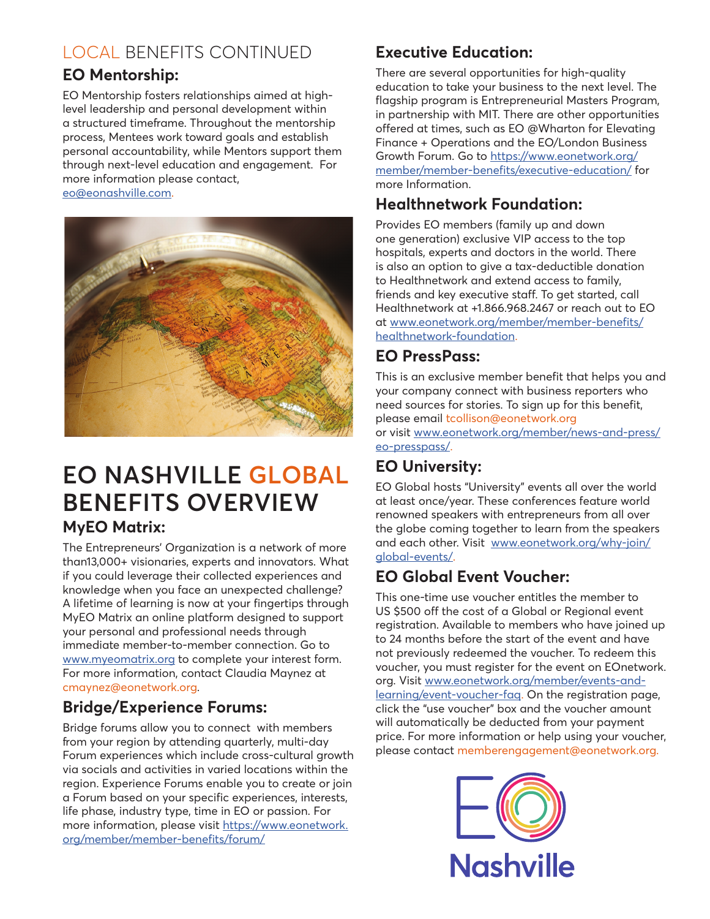## LOCAL BENEFITS CONTINUED

### EO Mentorship:

EO Mentorship fosters relationships aimed at high-level leadership and personal development within a structured timeframe. Throughout the mentorship process, Mentees work toward goals and establish personal accountability, while Mentors support them through next-level education and engagement. For more information please contact, eo@eonashville.com.

# EO NASHVILLE GLOBAL BENEFITS OVERVIEW

### MyEO Matrix:

The Entrepreneurs' Organization is a network of more than13,000+ visionaries, experts and innovators. What if you could leverage their collected experiences and knowledge when you face an unexpected challenge? A lifetime of learning is now at your fingertips through MyEO Matrix an online platform designed to support your personal and professional needs through immediate member-to-member connection. Go to www.myeomatrix.org to complete your interest form. For more information, contact Claudia Maynez at cmaynez@eonetwork.org.

### Bridge/Experience Forums:

Bridge forums allow you to connect with members from your region by attending quarterly, multi-day Forum experiences which include cross-cultural growth via socials and activities in varied locations within the region. Experience Forums enable you to create or join a Forum based on your specific experiences, interests, life phase, industry type, time in EO or passion. For more information, please visit https://www.eonetwork.org/member/member-benefits/forum/

### Executive Education:

There are several opportunities for high-quality education to take your business to the next level. The flagship program is Entrepreneurial Masters Program, in partnership with MIT. There are other opportunities offered at times, such as EO @Wharton for Elevating Finance + Operations and the EO/London Business Growth Forum. Go to https://www.eonetwork.org/member/member-benefits/executive-education/ for more Information.

### Healthnetwork Foundation:

Provides EO members (family up and down one generation) exclusive VIP access to the top hospitals, experts and doctors in the world. There is also an option to give a tax-deductible donation to Healthnetwork and extend access to family, friends and key executive staff. To get started, call Healthnetwork at +1.866.968.2467 or reach out to EO at www.eonetwork.org/member/member-benefits/healthnetwork-foundation.

### EO PressPass:

This is an exclusive member benefit that helps you and your company connect with business reporters who need sources for stories. To sign up for this benefit, please email tcollison@eonetwork.org or visit www.eonetwork.org/member/news-and-press/eo-presspass/.

### EO University:

EO Global hosts "University" events all over the world at least once/year. These conferences feature world renowned speakers with entrepreneurs from all over the globe coming together to learn from the speakers and each other. Visit www.eonetwork.org/why-join/global-events/.

### EO Global Event Voucher:

This one-time use voucher entitles the member to US $500 off the cost of a Global or Regional event registration. Available to members who have joined up to 24 months before the start of the event and have not previously redeemed the voucher. To redeem this voucher, you must register for the event on EOnetwork.org. Visit www.eonetwork.org/member/events-and-learning/event-voucher-faq. On the registration page, click the "use voucher" box and the voucher amount will automatically be deducted from your payment price. For more information or help using your voucher, please contact memberengagement@eonetwork.org.

EO Nashville